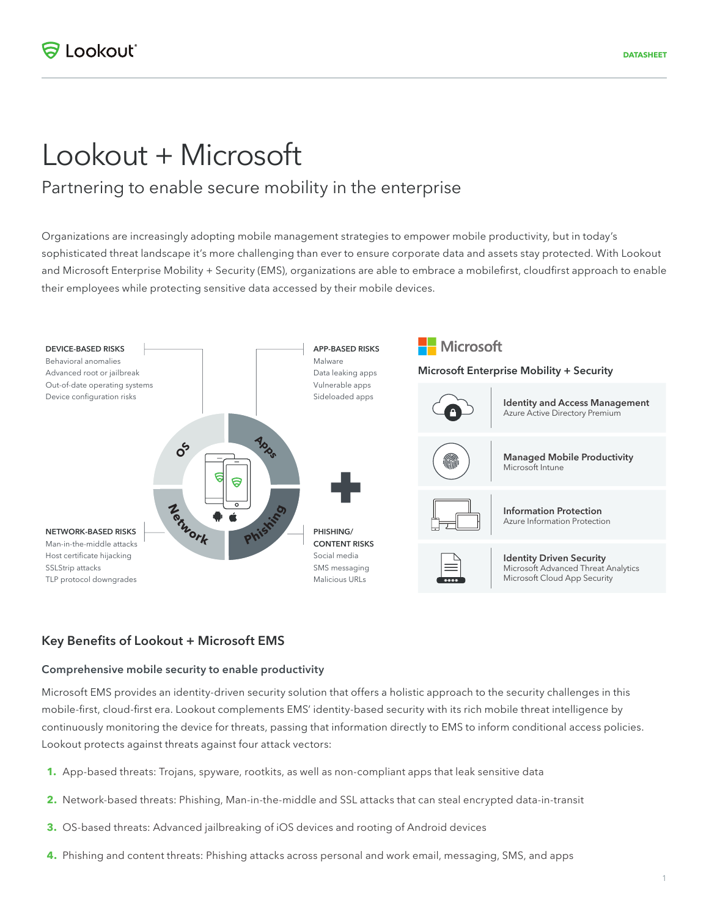# Lookout + Microsoft

## Partnering to enable secure mobility in the enterprise

Organizations are increasingly adopting mobile management strategies to empower mobile productivity, but in today's sophisticated threat landscape it's more challenging than ever to ensure corporate data and assets stay protected. With Lookout and Microsoft Enterprise Mobility + Security (EMS), organizations are able to embrace a mobilefirst, cloudfirst approach to enable their employees while protecting sensitive data accessed by their mobile devices.

**DEVICE-BASED RISKS**
Behavioral anomalies
Advanced root or jailbreak
Out-of-date operating systems
Device configuration risks

**APP-BASED RISKS**
Malware
Data leaking apps
Vulnerable apps
Sideloaded apps

**NETWORK-BASED RISKS**
Man-in-the-middle attacks
Host certificate hijacking
SSLStrip attacks
TLP protocol downgrades

**PHISHING/ CONTENT RISKS**
Social media
SMS messaging
Malicious URLs

OS | Apps | Network | Phishing

**Microsoft**

**Microsoft Enterprise Mobility + Security**

| | |
|---|---|
| **Identity and Access Management** | Azure Active Directory Premium |
| **Managed Mobile Productivity** | Microsoft Intune |
| **Information Protection** | Azure Information Protection |
| **Identity Driven Security** | Microsoft Advanced Threat Analytics<br>Microsoft Cloud App Security |

## Key Benefits of Lookout + Microsoft EMS

### Comprehensive mobile security to enable productivity

Microsoft EMS provides an identity-driven security solution that offers a holistic approach to the security challenges in this mobile-first, cloud-first era. Lookout complements EMS' identity-based security with its rich mobile threat intelligence by continuously monitoring the device for threats, passing that information directly to EMS to inform conditional access policies. Lookout protects against threats against four attack vectors:

1. App-based threats: Trojans, spyware, rootkits, as well as non-compliant apps that leak sensitive data
2. Network-based threats: Phishing, Man-in-the-middle and SSL attacks that can steal encrypted data-in-transit
3. OS-based threats: Advanced jailbreaking of iOS devices and rooting of Android devices
4. Phishing and content threats: Phishing attacks across personal and work email, messaging, SMS, and apps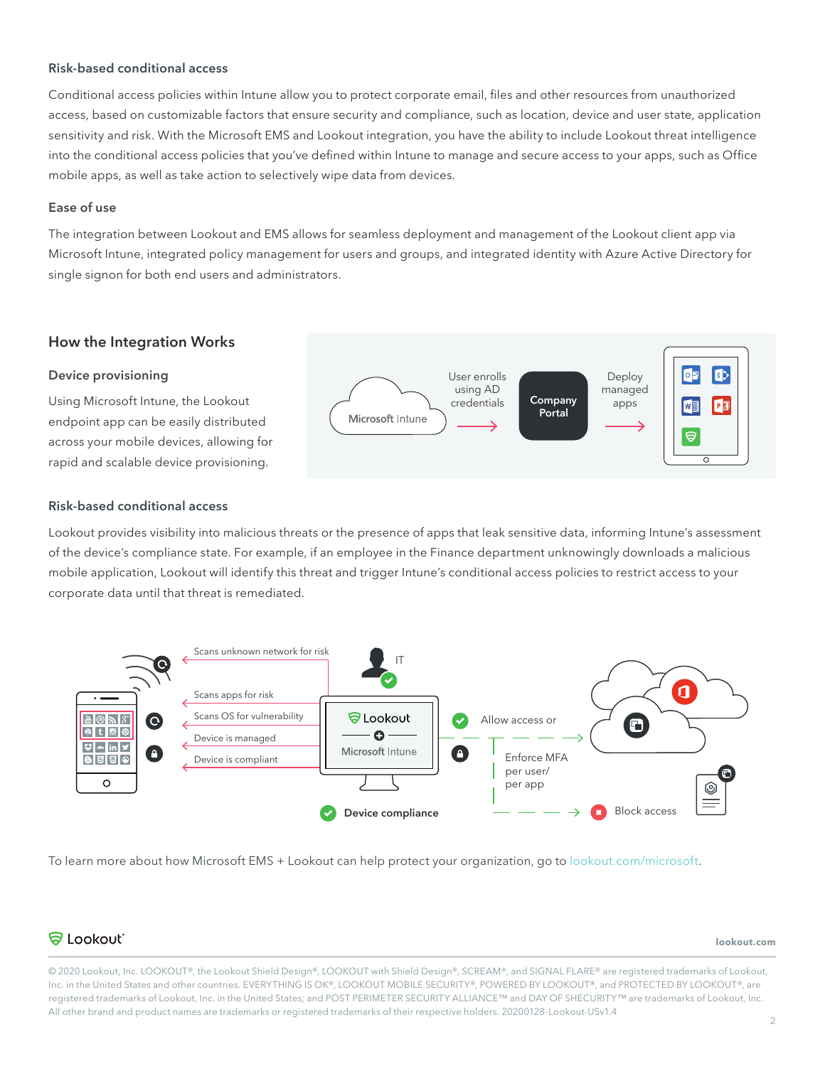### Risk-based conditional access

Conditional access policies within Intune allow you to protect corporate email, files and other resources from unauthorized access, based on customizable factors that ensure security and compliance, such as location, device and user state, application sensitivity and risk. With the Microsoft EMS and Lookout integration, you have the ability to include Lookout threat intelligence into the conditional access policies that you've defined within Intune to manage and secure access to your apps, such as Office mobile apps, as well as take action to selectively wipe data from devices.

### Ease of use

The integration between Lookout and EMS allows for seamless deployment and management of the Lookout client app via Microsoft Intune, integrated policy management for users and groups, and integrated identity with Azure Active Directory for single signon for both end users and administrators.

## How the Integration Works

### Device provisioning

Using Microsoft Intune, the Lookout endpoint app can be easily distributed across your mobile devices, allowing for rapid and scalable device provisioning.

Microsoft Intune

User enrolls using AD credentials

Company Portal

Deploy managed apps

### Risk-based conditional access

Lookout provides visibility into malicious threats or the presence of apps that leak sensitive data, informing Intune's assessment of the device's compliance state. For example, if an employee in the Finance department unknowingly downloads a malicious mobile application, Lookout will identify this threat and trigger Intune's conditional access policies to restrict access to your corporate data until that threat is remediated.

Scans unknown network for risk

Scans apps for risk

Scans OS for vulnerability

Device is managed

Device is compliant

IT

Lookout

Microsoft Intune

Device compliance

Allow access or

Enforce MFA per user/ per app

Block access

To learn more about how Microsoft EMS + Lookout can help protect your organization, go to lookout.com/microsoft.

© 2020 Lookout, Inc. LOOKOUT®, the Lookout Shield Design®, LOOKOUT with Shield Design®, SCREAM®, and SIGNAL FLARE® are registered trademarks of Lookout, Inc. in the United States and other countries. EVERYTHING IS OK®, LOOKOUT MOBILE SECURITY®, POWERED BY LOOKOUT®, and PROTECTED BY LOOKOUT®, are registered trademarks of Lookout, Inc. in the United States; and POST PERIMETER SECURITY ALLIANCE™ and DAY OF SHECURITY™ are trademarks of Lookout, Inc. All other brand and product names are trademarks or registered trademarks of their respective holders. 20200128-Lookout-USv1.4